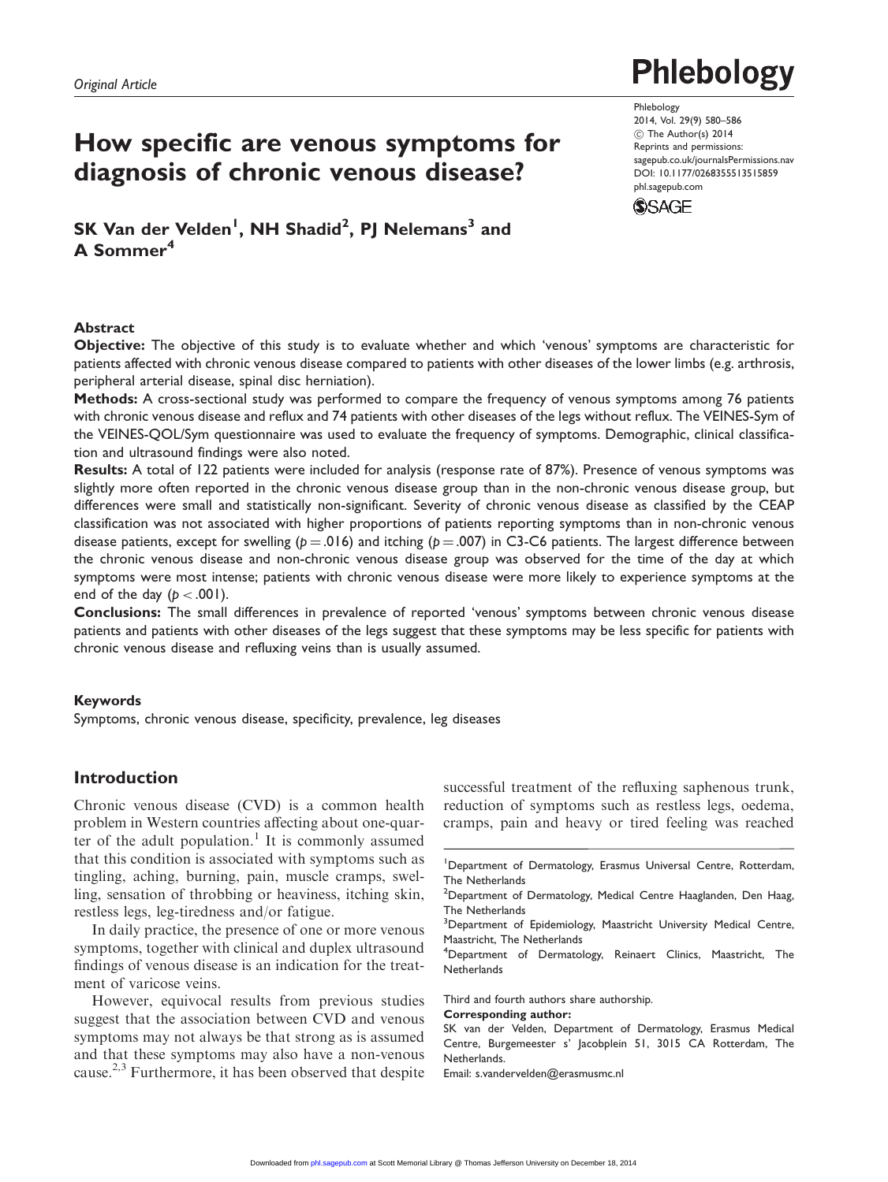Original Article

# How specific are venous symptoms for diagnosis of chronic venous disease?

**SK Van der Velden[1], NH Shadid[2], PJ Nelemans[3] and A Sommer[4]**

## Abstract

**Objective:** The objective of this study is to evaluate whether and which 'venous' symptoms are characteristic for patients affected with chronic venous disease compared to patients with other diseases of the lower limbs (e.g. arthrosis, peripheral arterial disease, spinal disc herniation).

**Methods:** A cross-sectional study was performed to compare the frequency of venous symptoms among 76 patients with chronic venous disease and reflux and 74 patients with other diseases of the legs without reflux. The VEINES-Sym of the VEINES-QOL/Sym questionnaire was used to evaluate the frequency of symptoms. Demographic, clinical classification and ultrasound findings were also noted.

**Results:** A total of 122 patients were included for analysis (response rate of 87%). Presence of venous symptoms was slightly more often reported in the chronic venous disease group than in the non-chronic venous disease group, but differences were small and statistically non-significant. Severity of chronic venous disease as classified by the CEAP classification was not associated with higher proportions of patients reporting symptoms than in non-chronic venous disease patients, except for swelling ($p = .016$) and itching ($p = .007$) in C3-C6 patients. The largest difference between the chronic venous disease and non-chronic venous disease group was observed for the time of the day at which symptoms were most intense; patients with chronic venous disease were more likely to experience symptoms at the end of the day ($p < .001$).

**Conclusions:** The small differences in prevalence of reported 'venous' symptoms between chronic venous disease patients and patients with other diseases of the legs suggest that these symptoms may be less specific for patients with chronic venous disease and refluxing veins than is usually assumed.

### Keywords

Symptoms, chronic venous disease, specificity, prevalence, leg diseases

## Introduction

Chronic venous disease (CVD) is a common health problem in Western countries affecting about one-quarter of the adult population.[1] It is commonly assumed that this condition is associated with symptoms such as tingling, aching, burning, pain, muscle cramps, swelling, sensation of throbbing or heaviness, itching skin, restless legs, leg-tiredness and/or fatigue.

In daily practice, the presence of one or more venous symptoms, together with clinical and duplex ultrasound findings of venous disease is an indication for the treatment of varicose veins.

However, equivocal results from previous studies suggest that the association between CVD and venous symptoms may not always be that strong as is assumed and that these symptoms may also have a non-venous cause.[2,3] Furthermore, it has been observed that despite successful treatment of the refluxing saphenous trunk, reduction of symptoms such as restless legs, oedema, cramps, pain and heavy or tired feeling was reached

[1]Department of Dermatology, Erasmus Universal Centre, Rotterdam, The Netherlands
[2]Department of Dermatology, Medical Centre Haaglanden, Den Haag, The Netherlands
[3]Department of Epidemiology, Maastricht University Medical Centre, Maastricht, The Netherlands
[4]Department of Dermatology, Reinaert Clinics, Maastricht, The Netherlands

Third and fourth authors share authorship.

**Corresponding author:**
SK van der Velden, Department of Dermatology, Erasmus Medical Centre, Burgemeester s' Jacobplein 51, 3015 CA Rotterdam, The Netherlands.
Email: s.vandervelden@erasmusmc.nl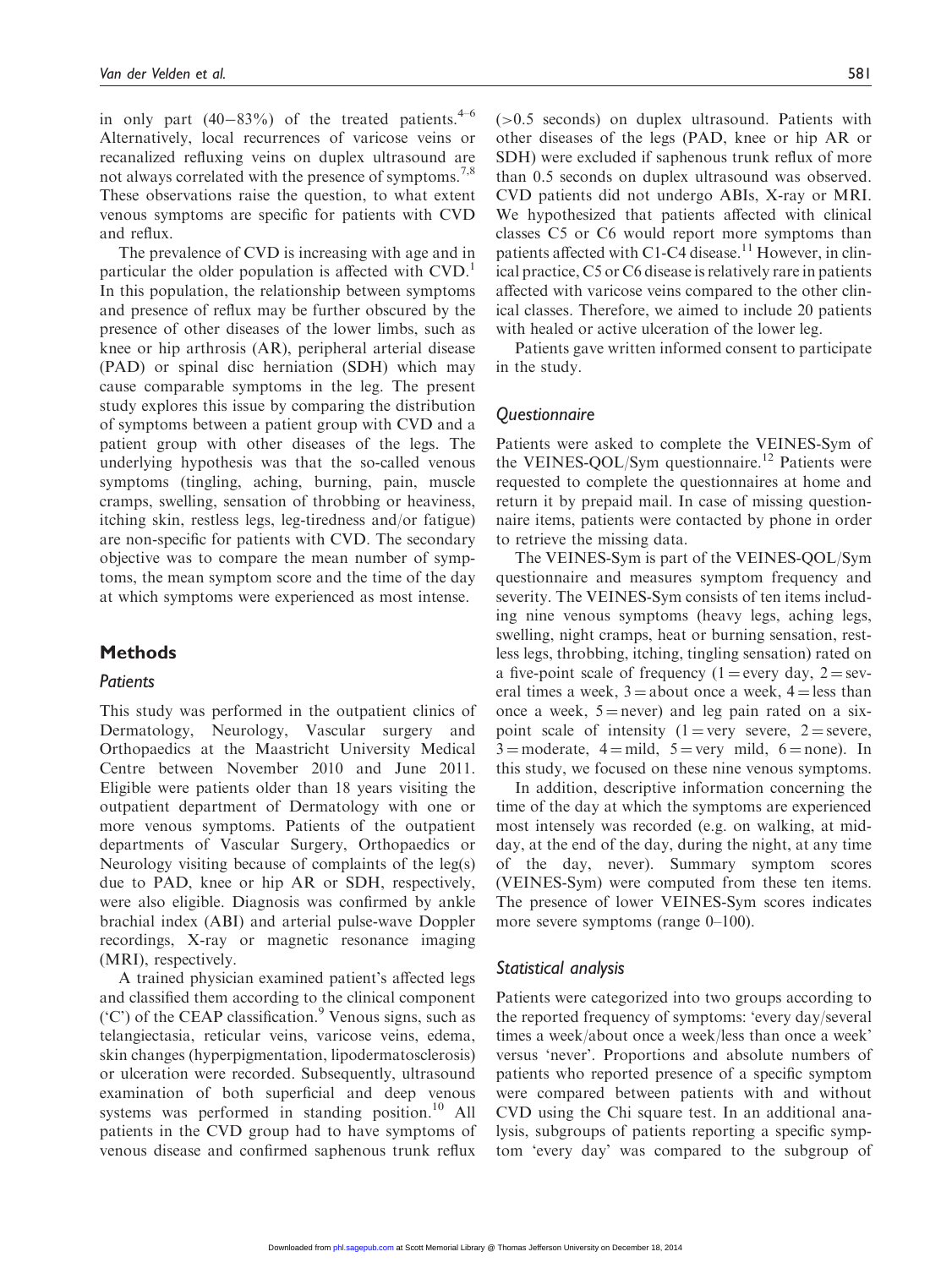in only part (40–83%) of the treated patients.[4–6] Alternatively, local recurrences of varicose veins or recanalized refluxing veins on duplex ultrasound are not always correlated with the presence of symptoms.[7,8] These observations raise the question, to what extent venous symptoms are specific for patients with CVD and reflux.

The prevalence of CVD is increasing with age and in particular the older population is affected with CVD.[1] In this population, the relationship between symptoms and presence of reflux may be further obscured by the presence of other diseases of the lower limbs, such as knee or hip arthrosis (AR), peripheral arterial disease (PAD) or spinal disc herniation (SDH) which may cause comparable symptoms in the leg. The present study explores this issue by comparing the distribution of symptoms between a patient group with CVD and a patient group with other diseases of the legs. The underlying hypothesis was that the so-called venous symptoms (tingling, aching, burning, pain, muscle cramps, swelling, sensation of throbbing or heaviness, itching skin, restless legs, leg-tiredness and/or fatigue) are non-specific for patients with CVD. The secondary objective was to compare the mean number of symptoms, the mean symptom score and the time of the day at which symptoms were experienced as most intense.

## Methods

### Patients

This study was performed in the outpatient clinics of Dermatology, Neurology, Vascular surgery and Orthopaedics at the Maastricht University Medical Centre between November 2010 and June 2011. Eligible were patients older than 18 years visiting the outpatient department of Dermatology with one or more venous symptoms. Patients of the outpatient departments of Vascular Surgery, Orthopaedics or Neurology visiting because of complaints of the leg(s) due to PAD, knee or hip AR or SDH, respectively, were also eligible. Diagnosis was confirmed by ankle brachial index (ABI) and arterial pulse-wave Doppler recordings, X-ray or magnetic resonance imaging (MRI), respectively.

A trained physician examined patient's affected legs and classified them according to the clinical component ('C') of the CEAP classification.[9] Venous signs, such as telangiectasia, reticular veins, varicose veins, edema, skin changes (hyperpigmentation, lipodermatosclerosis) or ulceration were recorded. Subsequently, ultrasound examination of both superficial and deep venous systems was performed in standing position.[10] All patients in the CVD group had to have symptoms of venous disease and confirmed saphenous trunk reflux (>0.5 seconds) on duplex ultrasound. Patients with other diseases of the legs (PAD, knee or hip AR or SDH) were excluded if saphenous trunk reflux of more than 0.5 seconds on duplex ultrasound was observed. CVD patients did not undergo ABIs, X-ray or MRI. We hypothesized that patients affected with clinical classes C5 or C6 would report more symptoms than patients affected with C1-C4 disease.[11] However, in clinical practice, C5 or C6 disease is relatively rare in patients affected with varicose veins compared to the other clinical classes. Therefore, we aimed to include 20 patients with healed or active ulceration of the lower leg.

Patients gave written informed consent to participate in the study.

### Questionnaire

Patients were asked to complete the VEINES-Sym of the VEINES-QOL/Sym questionnaire.[12] Patients were requested to complete the questionnaires at home and return it by prepaid mail. In case of missing questionnaire items, patients were contacted by phone in order to retrieve the missing data.

The VEINES-Sym is part of the VEINES-QOL/Sym questionnaire and measures symptom frequency and severity. The VEINES-Sym consists of ten items including nine venous symptoms (heavy legs, aching legs, swelling, night cramps, heat or burning sensation, restless legs, throbbing, itching, tingling sensation) rated on a five-point scale of frequency (1 = every day, 2 = several times a week, 3 = about once a week, 4 = less than once a week, 5 = never) and leg pain rated on a six-point scale of intensity (1 = very severe, 2 = severe, 3 = moderate, 4 = mild, 5 = very mild, 6 = none). In this study, we focused on these nine venous symptoms.

In addition, descriptive information concerning the time of the day at which the symptoms are experienced most intensely was recorded (e.g. on walking, at midday, at the end of the day, during the night, at any time of the day, never). Summary symptom scores (VEINES-Sym) were computed from these ten items. The presence of lower VEINES-Sym scores indicates more severe symptoms (range 0–100).

### Statistical analysis

Patients were categorized into two groups according to the reported frequency of symptoms: 'every day/several times a week/about once a week/less than once a week' versus 'never'. Proportions and absolute numbers of patients who reported presence of a specific symptom were compared between patients with and without CVD using the Chi square test. In an additional analysis, subgroups of patients reporting a specific symptom 'every day' was compared to the subgroup of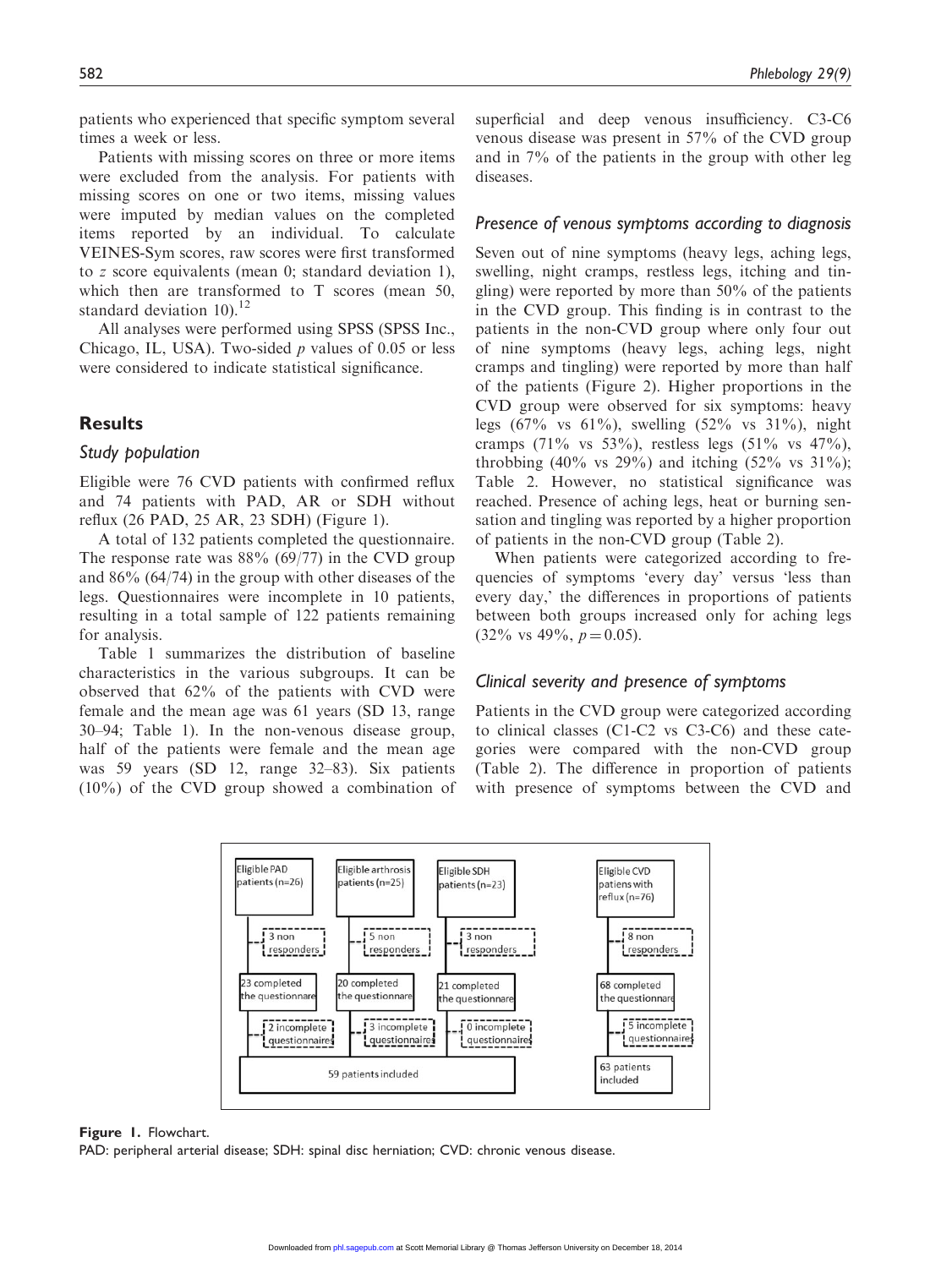patients who experienced that specific symptom several times a week or less.

Patients with missing scores on three or more items were excluded from the analysis. For patients with missing scores on one or two items, missing values were imputed by median values on the completed items reported by an individual. To calculate VEINES-Sym scores, raw scores were first transformed to $z$ score equivalents (mean 0; standard deviation 1), which then are transformed to T scores (mean 50, standard deviation 10).[12]

All analyses were performed using SPSS (SPSS Inc., Chicago, IL, USA). Two-sided $p$ values of 0.05 or less were considered to indicate statistical significance.

## Results

### Study population

Eligible were 76 CVD patients with confirmed reflux and 74 patients with PAD, AR or SDH without reflux (26 PAD, 25 AR, 23 SDH) (Figure 1).

A total of 132 patients completed the questionnaire. The response rate was 88% (69/77) in the CVD group and 86% (64/74) in the group with other diseases of the legs. Questionnaires were incomplete in 10 patients, resulting in a total sample of 122 patients remaining for analysis.

Table 1 summarizes the distribution of baseline characteristics in the various subgroups. It can be observed that 62% of the patients with CVD were female and the mean age was 61 years (SD 13, range 30–94; Table 1). In the non-venous disease group, half of the patients were female and the mean age was 59 years (SD 12, range 32–83). Six patients (10%) of the CVD group showed a combination of superficial and deep venous insufficiency. C3-C6 venous disease was present in 57% of the CVD group and in 7% of the patients in the group with other leg diseases.

### Presence of venous symptoms according to diagnosis

Seven out of nine symptoms (heavy legs, aching legs, swelling, night cramps, restless legs, itching and tingling) were reported by more than 50% of the patients in the CVD group. This finding is in contrast to the patients in the non-CVD group where only four out of nine symptoms (heavy legs, aching legs, night cramps and tingling) were reported by more than half of the patients (Figure 2). Higher proportions in the CVD group were observed for six symptoms: heavy legs (67% vs 61%), swelling (52% vs 31%), night cramps (71% vs 53%), restless legs (51% vs 47%), throbbing (40% vs 29%) and itching (52% vs 31%); Table 2. However, no statistical significance was reached. Presence of aching legs, heat or burning sensation and tingling was reported by a higher proportion of patients in the non-CVD group (Table 2).

When patients were categorized according to frequencies of symptoms 'every day' versus 'less than every day,' the differences in proportions of patients between both groups increased only for aching legs (32% vs 49%, $p = 0.05$).

### Clinical severity and presence of symptoms

Patients in the CVD group were categorized according to clinical classes (C1-C2 vs C3-C6) and these categories were compared with the non-CVD group (Table 2). The difference in proportion of patients with presence of symptoms between the CVD and

Eligible PAD patients (n=26) → 3 non responders → 23 completed the questionnaire → 2 incomplete questionnaires
Eligible arthrosis patients (n=25) → 5 non responders → 20 completed the questionnaire → 3 incomplete questionnaires
Eligible SDH patients (n=23) → 3 non responders → 21 completed the questionnaire → 0 incomplete questionnaires
→ 59 patients included

Eligible CVD patiens with reflux (n=76) → 8 non responders → 68 completed the questionnaire → 5 incomplete questionnaires → 63 patients included

**Figure 1.** Flowchart.
PAD: peripheral arterial disease; SDH: spinal disc herniation; CVD: chronic venous disease.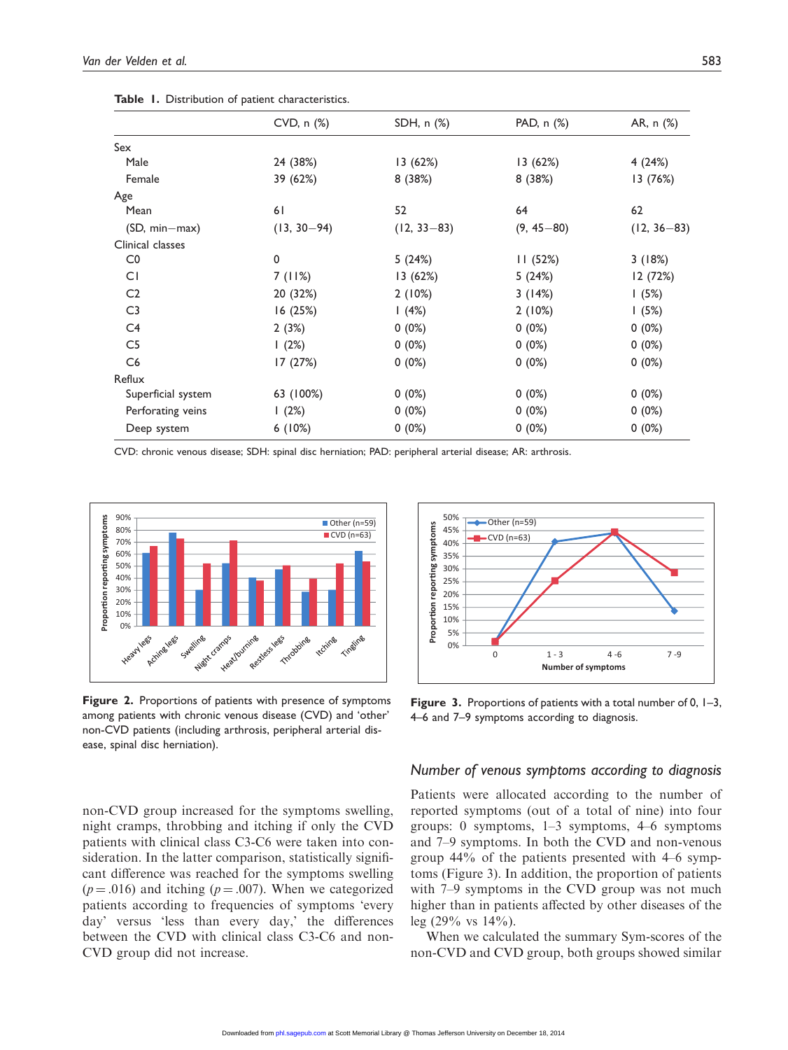**Table 1.** Distribution of patient characteristics.

| | CVD, n (%) | SDH, n (%) | PAD, n (%) | AR, n (%) |
|---|---|---|---|---|
| Sex | | | | |
| Male | 24 (38%) | 13 (62%) | 13 (62%) | 4 (24%) |
| Female | 39 (62%) | 8 (38%) | 8 (38%) | 13 (76%) |
| Age | | | | |
| Mean | 61 | 52 | 64 | 62 |
| (SD, min–max) | (13, 30–94) | (12, 33–83) | (9, 45–80) | (12, 36–83) |
| Clinical classes | | | | |
| C0 | 0 | 5 (24%) | 11 (52%) | 3 (18%) |
| C1 | 7 (11%) | 13 (62%) | 5 (24%) | 12 (72%) |
| C2 | 20 (32%) | 2 (10%) | 3 (14%) | 1 (5%) |
| C3 | 16 (25%) | 1 (4%) | 2 (10%) | 1 (5%) |
| C4 | 2 (3%) | 0 (0%) | 0 (0%) | 0 (0%) |
| C5 | 1 (2%) | 0 (0%) | 0 (0%) | 0 (0%) |
| C6 | 17 (27%) | 0 (0%) | 0 (0%) | 0 (0%) |
| Reflux | | | | |
| Superficial system | 63 (100%) | 0 (0%) | 0 (0%) | 0 (0%) |
| Perforating veins | 1 (2%) | 0 (0%) | 0 (0%) | 0 (0%) |
| Deep system | 6 (10%) | 0 (0%) | 0 (0%) | 0 (0%) |

CVD: chronic venous disease; SDH: spinal disc herniation; PAD: peripheral arterial disease; AR: arthrosis.

**Figure 2.** Proportions of patients with presence of symptoms among patients with chronic venous disease (CVD) and 'other' non-CVD patients (including arthrosis, peripheral arterial disease, spinal disc herniation).

**Figure 3.** Proportions of patients with a total number of 0, 1–3, 4–6 and 7–9 symptoms according to diagnosis.

non-CVD group increased for the symptoms swelling, night cramps, throbbing and itching if only the CVD patients with clinical class C3-C6 were taken into consideration. In the latter comparison, statistically significant difference was reached for the symptoms swelling ($p = .016$) and itching ($p = .007$). When we categorized patients according to frequencies of symptoms 'every day' versus 'less than every day,' the differences between the CVD with clinical class C3-C6 and non-CVD group did not increase.

### *Number of venous symptoms according to diagnosis*

Patients were allocated according to the number of reported symptoms (out of a total of nine) into four groups: 0 symptoms, 1–3 symptoms, 4–6 symptoms and 7–9 symptoms. In both the CVD and non-venous group 44% of the patients presented with 4–6 symptoms (Figure 3). In addition, the proportion of patients with 7–9 symptoms in the CVD group was not much higher than in patients affected by other diseases of the leg (29% vs 14%).

When we calculated the summary Sym-scores of the non-CVD and CVD group, both groups showed similar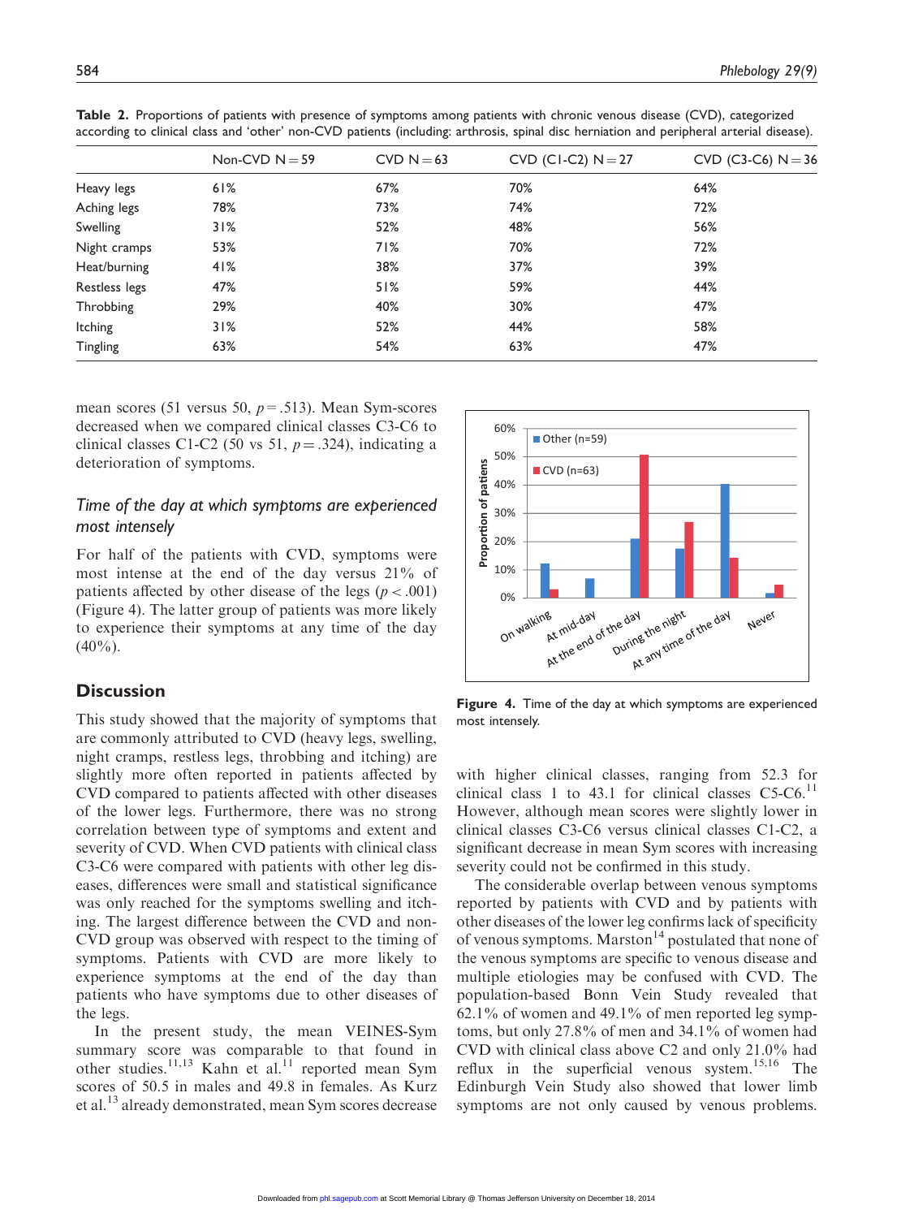**Table 2.** Proportions of patients with presence of symptoms among patients with chronic venous disease (CVD), categorized according to clinical class and 'other' non-CVD patients (including: arthrosis, spinal disc herniation and peripheral arterial disease).

| | Non-CVD N = 59 | CVD N = 63 | CVD (C1-C2) N = 27 | CVD (C3-C6) N = 36 |
|---|---|---|---|---|
| Heavy legs | 61% | 67% | 70% | 64% |
| Aching legs | 78% | 73% | 74% | 72% |
| Swelling | 31% | 52% | 48% | 56% |
| Night cramps | 53% | 71% | 70% | 72% |
| Heat/burning | 41% | 38% | 37% | 39% |
| Restless legs | 47% | 51% | 59% | 44% |
| Throbbing | 29% | 40% | 30% | 47% |
| Itching | 31% | 52% | 44% | 58% |
| Tingling | 63% | 54% | 63% | 47% |

mean scores (51 versus 50, $p = .513$). Mean Sym-scores decreased when we compared clinical classes C3-C6 to clinical classes C1-C2 (50 vs 51, $p = .324$), indicating a deterioration of symptoms.

### *Time of the day at which symptoms are experienced most intensely*

For half of the patients with CVD, symptoms were most intense at the end of the day versus 21% of patients affected by other disease of the legs ($p < .001$) (Figure 4). The latter group of patients was more likely to experience their symptoms at any time of the day (40%).

**Figure 4.** Time of the day at which symptoms are experienced most intensely.

## Discussion

This study showed that the majority of symptoms that are commonly attributed to CVD (heavy legs, swelling, night cramps, restless legs, throbbing and itching) are slightly more often reported in patients affected by CVD compared to patients affected with other diseases of the lower legs. Furthermore, there was no strong correlation between type of symptoms and extent and severity of CVD. When CVD patients with clinical class C3-C6 were compared with patients with other leg diseases, differences were small and statistical significance was only reached for the symptoms swelling and itching. The largest difference between the CVD and non-CVD group was observed with respect to the timing of symptoms. Patients with CVD are more likely to experience symptoms at the end of the day than patients who have symptoms due to other diseases of the legs.

In the present study, the mean VEINES-Sym summary score was comparable to that found in other studies.[11,13] Kahn et al.[11] reported mean Sym scores of 50.5 in males and 49.8 in females. As Kurz et al.[13] already demonstrated, mean Sym scores decrease with higher clinical classes, ranging from 52.3 for clinical class 1 to 43.1 for clinical classes C5-C6.[11] However, although mean scores were slightly lower in clinical classes C3-C6 versus clinical classes C1-C2, a significant decrease in mean Sym scores with increasing severity could not be confirmed in this study.

The considerable overlap between venous symptoms reported by patients with CVD and by patients with other diseases of the lower leg confirms lack of specificity of venous symptoms. Marston[14] postulated that none of the venous symptoms are specific to venous disease and multiple etiologies may be confused with CVD. The population-based Bonn Vein Study revealed that 62.1% of women and 49.1% of men reported leg symptoms, but only 27.8% of men and 34.1% of women had CVD with clinical class above C2 and only 21.0% had reflux in the superficial venous system.[15,16] The Edinburgh Vein Study also showed that lower limb symptoms are not only caused by venous problems.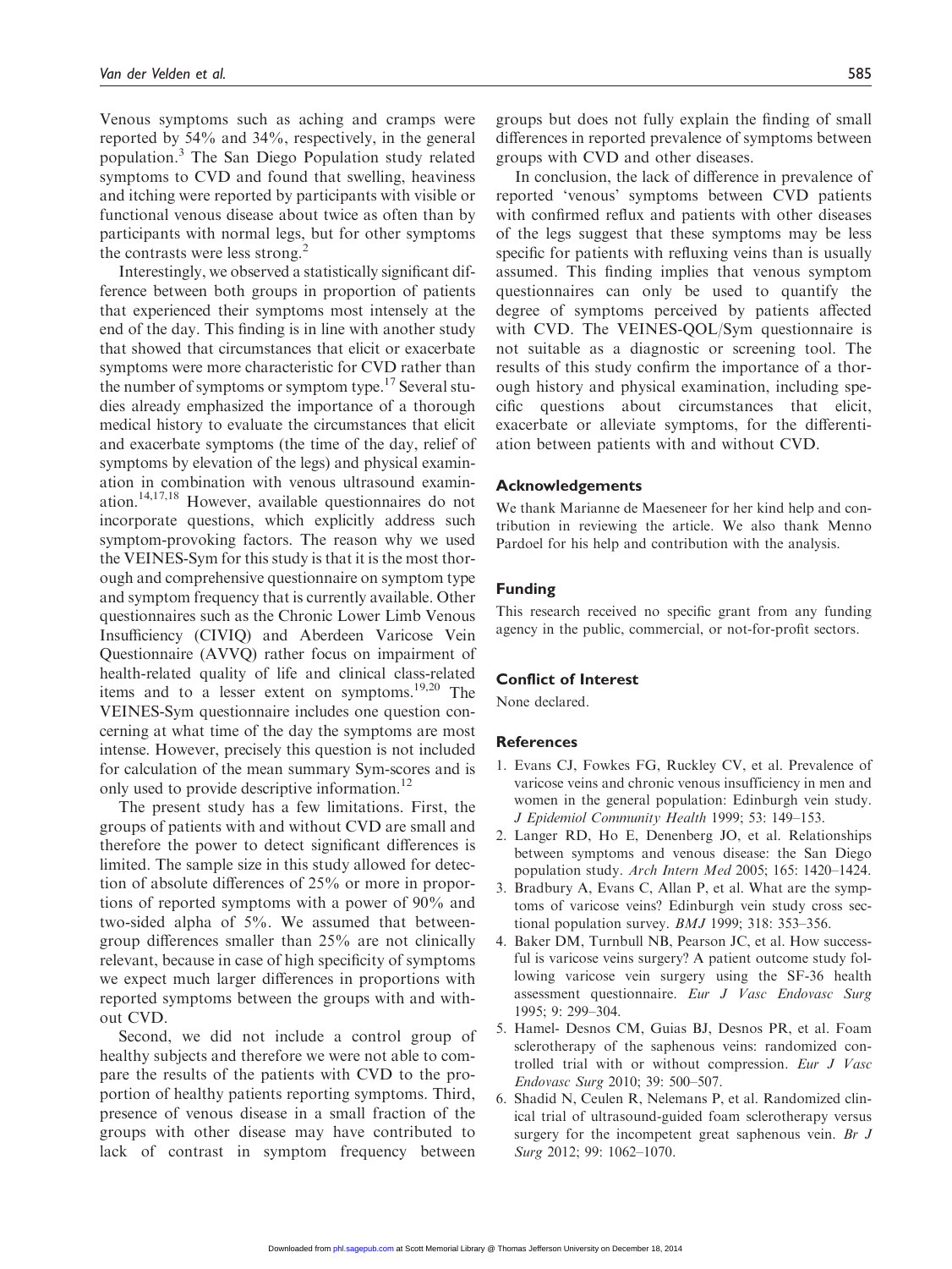Venous symptoms such as aching and cramps were reported by 54% and 34%, respectively, in the general population.[3] The San Diego Population study related symptoms to CVD and found that swelling, heaviness and itching were reported by participants with visible or functional venous disease about twice as often than by participants with normal legs, but for other symptoms the contrasts were less strong.[2]

Interestingly, we observed a statistically significant difference between both groups in proportion of patients that experienced their symptoms most intensely at the end of the day. This finding is in line with another study that showed that circumstances that elicit or exacerbate symptoms were more characteristic for CVD rather than the number of symptoms or symptom type.[17] Several studies already emphasized the importance of a thorough medical history to evaluate the circumstances that elicit and exacerbate symptoms (the time of the day, relief of symptoms by elevation of the legs) and physical examination in combination with venous ultrasound examination.[14,17,18] However, available questionnaires do not incorporate questions, which explicitly address such symptom-provoking factors. The reason why we used the VEINES-Sym for this study is that it is the most thorough and comprehensive questionnaire on symptom type and symptom frequency that is currently available. Other questionnaires such as the Chronic Lower Limb Venous Insufficiency (CIVIQ) and Aberdeen Varicose Vein Questionnaire (AVVQ) rather focus on impairment of health-related quality of life and clinical class-related items and to a lesser extent on symptoms.[19,20] The VEINES-Sym questionnaire includes one question concerning at what time of the day the symptoms are most intense. However, precisely this question is not included for calculation of the mean summary Sym-scores and is only used to provide descriptive information.[12]

The present study has a few limitations. First, the groups of patients with and without CVD are small and therefore the power to detect significant differences is limited. The sample size in this study allowed for detection of absolute differences of 25% or more in proportions of reported symptoms with a power of 90% and two-sided alpha of 5%. We assumed that between-group differences smaller than 25% are not clinically relevant, because in case of high specificity of symptoms we expect much larger differences in proportions with reported symptoms between the groups with and without CVD.

Second, we did not include a control group of healthy subjects and therefore we were not able to compare the results of the patients with CVD to the proportion of healthy patients reporting symptoms. Third, presence of venous disease in a small fraction of the groups with other disease may have contributed to lack of contrast in symptom frequency between groups but does not fully explain the finding of small differences in reported prevalence of symptoms between groups with CVD and other diseases.

In conclusion, the lack of difference in prevalence of reported 'venous' symptoms between CVD patients with confirmed reflux and patients with other diseases of the legs suggest that these symptoms may be less specific for patients with refluxing veins than is usually assumed. This finding implies that venous symptom questionnaires can only be used to quantify the degree of symptoms perceived by patients affected with CVD. The VEINES-QOL/Sym questionnaire is not suitable as a diagnostic or screening tool. The results of this study confirm the importance of a thorough history and physical examination, including specific questions about circumstances that elicit, exacerbate or alleviate symptoms, for the differentiation between patients with and without CVD.

## Acknowledgements

We thank Marianne de Maeseneer for her kind help and contribution in reviewing the article. We also thank Menno Pardoel for his help and contribution with the analysis.

## Funding

This research received no specific grant from any funding agency in the public, commercial, or not-for-profit sectors.

## Conflict of Interest

None declared.

## References

1. Evans CJ, Fowkes FG, Ruckley CV, et al. Prevalence of varicose veins and chronic venous insufficiency in men and women in the general population: Edinburgh vein study. *J Epidemiol Community Health* 1999; 53: 149–153.
2. Langer RD, Ho E, Denenberg JO, et al. Relationships between symptoms and venous disease: the San Diego population study. *Arch Intern Med* 2005; 165: 1420–1424.
3. Bradbury A, Evans C, Allan P, et al. What are the symptoms of varicose veins? Edinburgh vein study cross sectional population survey. *BMJ* 1999; 318: 353–356.
4. Baker DM, Turnbull NB, Pearson JC, et al. How successful is varicose veins surgery? A patient outcome study following varicose vein surgery using the SF-36 health assessment questionnaire. *Eur J Vasc Endovasc Surg* 1995; 9: 299–304.
5. Hamel- Desnos CM, Guias BJ, Desnos PR, et al. Foam sclerotherapy of the saphenous veins: randomized controlled trial with or without compression. *Eur J Vasc Endovasc Surg* 2010; 39: 500–507.
6. Shadid N, Ceulen R, Nelemans P, et al. Randomized clinical trial of ultrasound-guided foam sclerotherapy versus surgery for the incompetent great saphenous vein. *Br J Surg* 2012; 99: 1062–1070.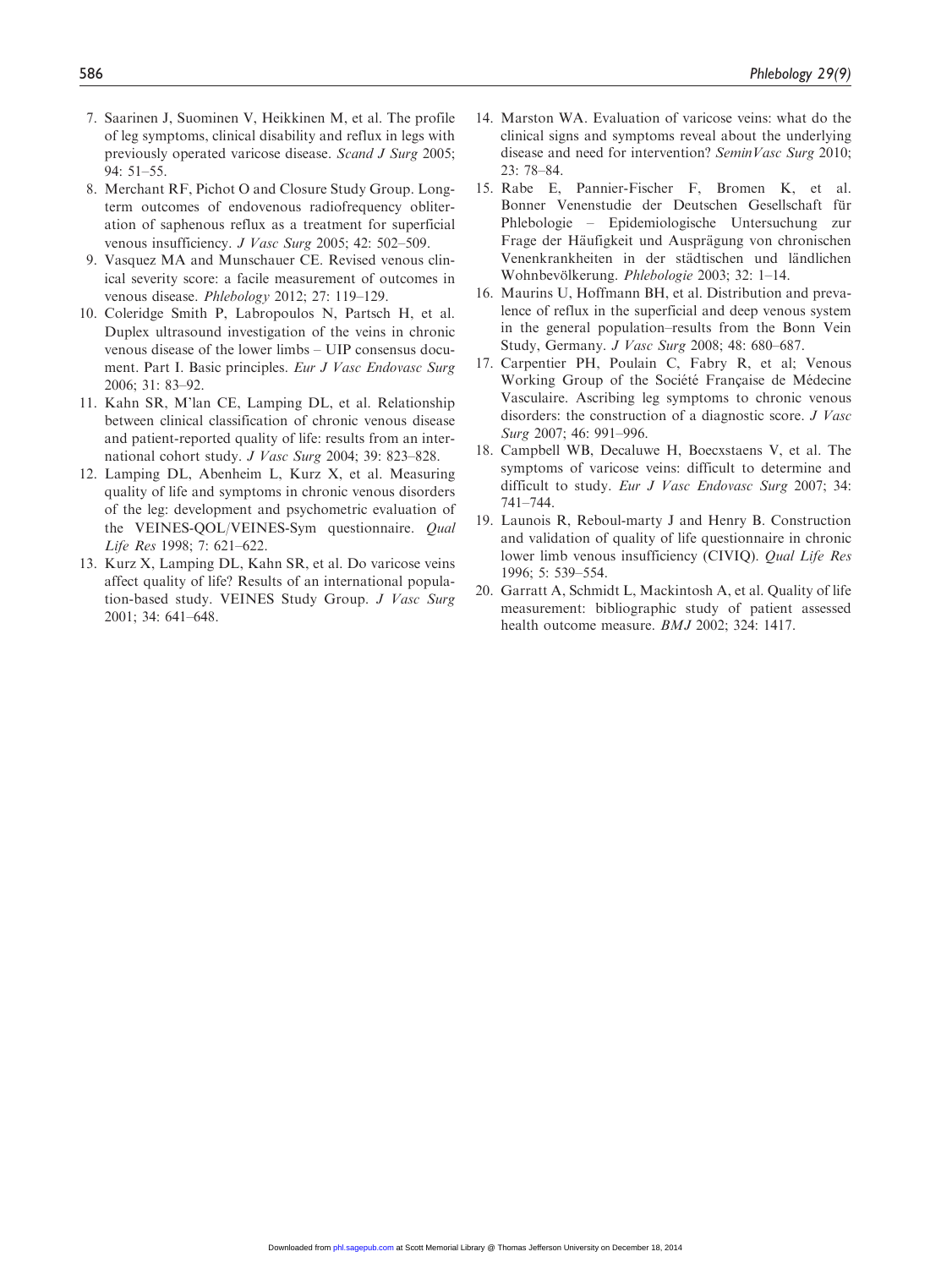7. Saarinen J, Suominen V, Heikkinen M, et al. The profile of leg symptoms, clinical disability and reflux in legs with previously operated varicose disease. *Scand J Surg* 2005; 94: 51–55.
8. Merchant RF, Pichot O and Closure Study Group. Long-term outcomes of endovenous radiofrequency obliteration of saphenous reflux as a treatment for superficial venous insufficiency. *J Vasc Surg* 2005; 42: 502–509.
9. Vasquez MA and Munschauer CE. Revised venous clinical severity score: a facile measurement of outcomes in venous disease. *Phlebology* 2012; 27: 119–129.
10. Coleridge Smith P, Labropoulos N, Partsch H, et al. Duplex ultrasound investigation of the veins in chronic venous disease of the lower limbs – UIP consensus document. Part I. Basic principles. *Eur J Vasc Endovasc Surg* 2006; 31: 83–92.
11. Kahn SR, M'lan CE, Lamping DL, et al. Relationship between clinical classification of chronic venous disease and patient-reported quality of life: results from an international cohort study. *J Vasc Surg* 2004; 39: 823–828.
12. Lamping DL, Abenheim L, Kurz X, et al. Measuring quality of life and symptoms in chronic venous disorders of the leg: development and psychometric evaluation of the VEINES-QOL/VEINES-Sym questionnaire. *Qual Life Res* 1998; 7: 621–622.
13. Kurz X, Lamping DL, Kahn SR, et al. Do varicose veins affect quality of life? Results of an international population-based study. VEINES Study Group. *J Vasc Surg* 2001; 34: 641–648.
14. Marston WA. Evaluation of varicose veins: what do the clinical signs and symptoms reveal about the underlying disease and need for intervention? *SeminVasc Surg* 2010; 23: 78–84.
15. Rabe E, Pannier-Fischer F, Bromen K, et al. Bonner Venenstudie der Deutschen Gesellschaft für Phlebologie – Epidemiologische Untersuchung zur Frage der Häufigkeit und Ausprägung von chronischen Venenkrankheiten in der städtischen und ländlichen Wohnbevölkerung. *Phlebologie* 2003; 32: 1–14.
16. Maurins U, Hoffmann BH, et al. Distribution and prevalence of reflux in the superficial and deep venous system in the general population–results from the Bonn Vein Study, Germany. *J Vasc Surg* 2008; 48: 680–687.
17. Carpentier PH, Poulain C, Fabry R, et al; Venous Working Group of the Société Française de Médecine Vasculaire. Ascribing leg symptoms to chronic venous disorders: the construction of a diagnostic score. *J Vasc Surg* 2007; 46: 991–996.
18. Campbell WB, Decaluwe H, Boecxstaens V, et al. The symptoms of varicose veins: difficult to determine and difficult to study. *Eur J Vasc Endovasc Surg* 2007; 34: 741–744.
19. Launois R, Reboul-marty J and Henry B. Construction and validation of quality of life questionnaire in chronic lower limb venous insufficiency (CIVIQ). *Qual Life Res* 1996; 5: 539–554.
20. Garratt A, Schmidt L, Mackintosh A, et al. Quality of life measurement: bibliographic study of patient assessed health outcome measure. *BMJ* 2002; 324: 1417.